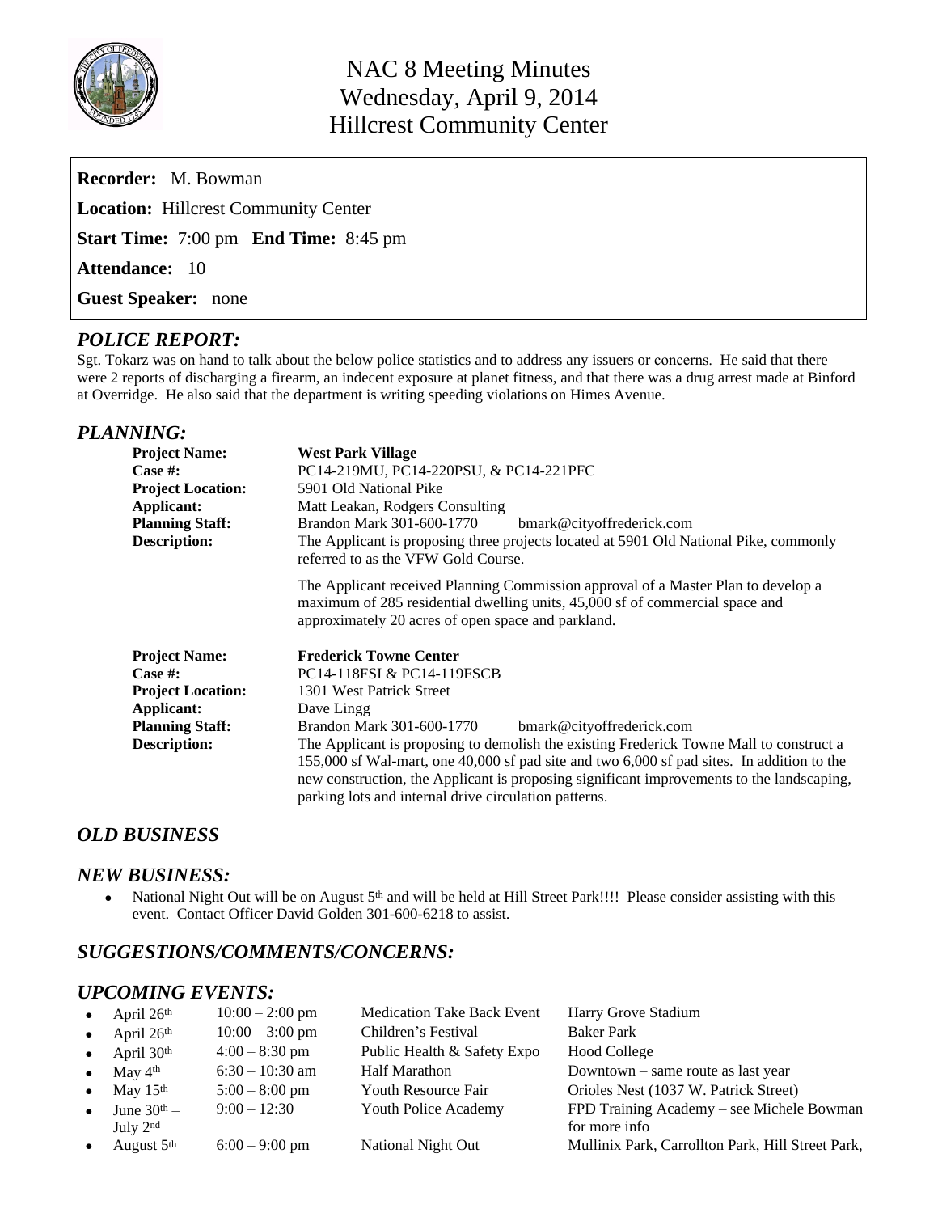# NAC 8 Meeting Minutes
# Wednesday, April 9, 2014
# Hillcrest Community Center

**Recorder:** M. Bowman

**Location:** Hillcrest Community Center

**Start Time:** 7:00 pm **End Time:** 8:45 pm

**Attendance:** 10

**Guest Speaker:** none

## *POLICE REPORT:*

Sgt. Tokarz was on hand to talk about the below police statistics and to address any issuers or concerns. He said that there were 2 reports of discharging a firearm, an indecent exposure at planet fitness, and that there was a drug arrest made at Binford at Overridge. He also said that the department is writing speeding violations on Himes Avenue.

## *PLANNING:*

**Project Name:** **West Park Village**
**Case #:** PC14-219MU, PC14-220PSU, & PC14-221PFC
**Project Location:** 5901 Old National Pike
**Applicant:** Matt Leakan, Rodgers Consulting
**Planning Staff:** Brandon Mark 301-600-1770 bmark@cityoffrederick.com
**Description:** The Applicant is proposing three projects located at 5901 Old National Pike, commonly referred to as the VFW Gold Course.

The Applicant received Planning Commission approval of a Master Plan to develop a maximum of 285 residential dwelling units, 45,000 sf of commercial space and approximately 20 acres of open space and parkland.

**Project Name:** **Frederick Towne Center**
**Case #:** PC14-118FSI & PC14-119FSCB
**Project Location:** 1301 West Patrick Street
**Applicant:** Dave Lingg
**Planning Staff:** Brandon Mark 301-600-1770 bmark@cityoffrederick.com
**Description:** The Applicant is proposing to demolish the existing Frederick Towne Mall to construct a 155,000 sf Wal-mart, one 40,000 sf pad site and two 6,000 sf pad sites. In addition to the new construction, the Applicant is proposing significant improvements to the landscaping, parking lots and internal drive circulation patterns.

## *OLD BUSINESS*

## *NEW BUSINESS:*

- National Night Out will be on August 5th and will be held at Hill Street Park!!!! Please consider assisting with this event. Contact Officer David Golden 301-600-6218 to assist.

## *SUGGESTIONS/COMMENTS/CONCERNS:*

## *UPCOMING EVENTS:*

- April 26th | 10:00 – 2:00 pm | Medication Take Back Event | Harry Grove Stadium
- April 26th | 10:00 – 3:00 pm | Children's Festival | Baker Park
- April 30th | 4:00 – 8:30 pm | Public Health & Safety Expo | Hood College
- May 4th | 6:30 – 10:30 am | Half Marathon | Downtown – same route as last year
- May 15th | 5:00 – 8:00 pm | Youth Resource Fair | Orioles Nest (1037 W. Patrick Street)
- June 30th – July 2nd | 9:00 – 12:30 | Youth Police Academy | FPD Training Academy – see Michele Bowman for more info
- August 5th | 6:00 – 9:00 pm | National Night Out | Mullinix Park, Carrollton Park, Hill Street Park,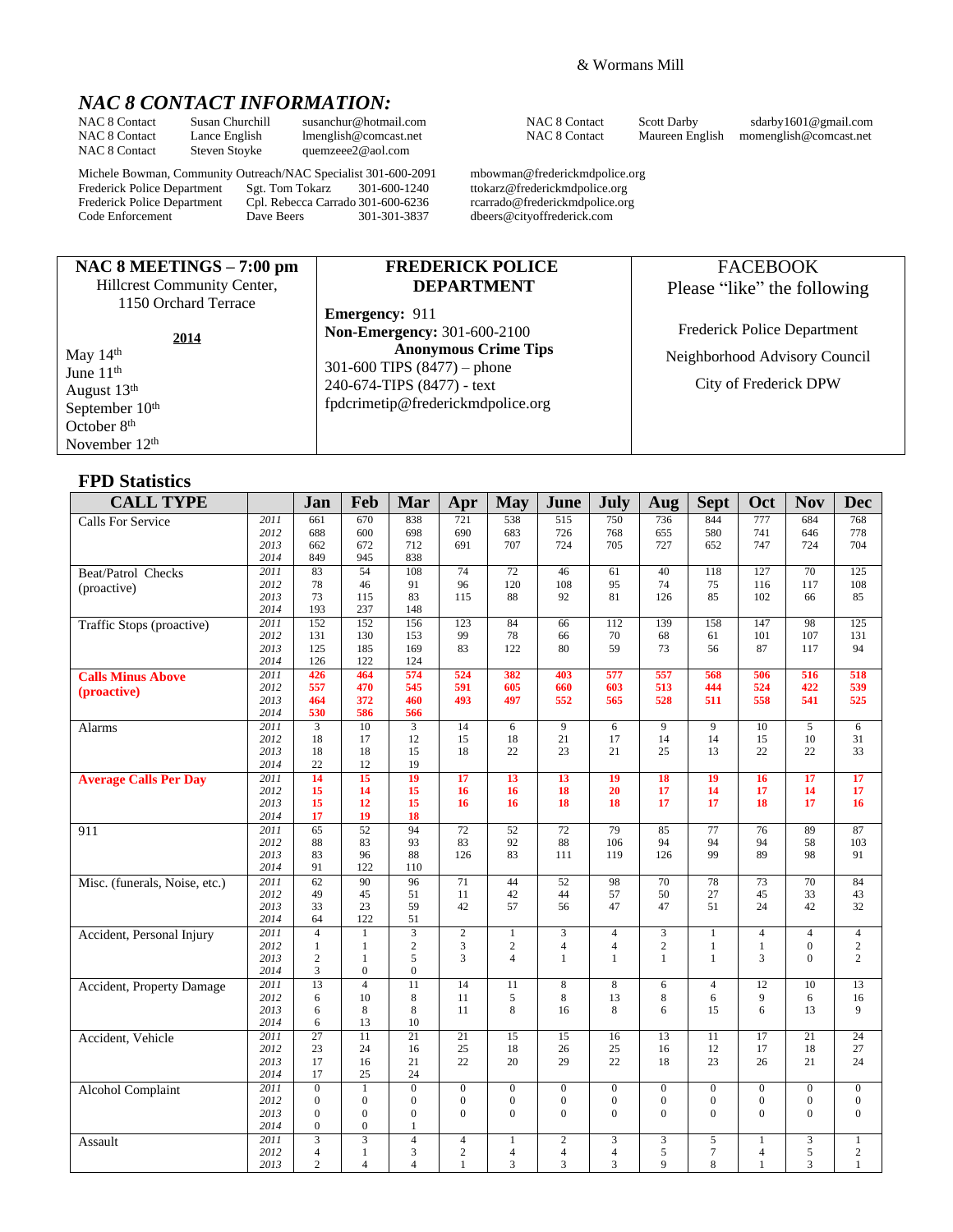& Wormans Mill

## *NAC 8 CONTACT INFORMATION:*

| | | |
|---|---|---|
| NAC 8 Contact | Susan Churchill | susanchur@hotmail.com |
| NAC 8 Contact | Lance English | lmenglish@comcast.net |
| NAC 8 Contact | Steven Stoyke | quemzeee2@aol.com |
| NAC 8 Contact | Scott Darby | sdarby1601@gmail.com |
| NAC 8 Contact | Maureen English | momenglish@comcast.net |

Michele Bowman, Community Outreach/NAC Specialist 301-600-2091 mbowman@frederickmdpolice.org
Frederick Police Department Sgt. Tom Tokarz 301-600-1240 ttokarz@frederickmdpolice.org
Frederick Police Department Cpl. Rebecca Carrado 301-600-6236 rcarrado@frederickmdpolice.org
Code Enforcement Dave Beers 301-301-3837 dbeers@cityoffrederick.com

**NAC 8 MEETINGS – 7:00 pm**
Hillcrest Community Center,
1150 Orchard Terrace

**2014**
May 14th
June 11th
August 13th
September 10th
October 8th
November 12th

**FREDERICK POLICE DEPARTMENT**

**Emergency:** 911
**Non-Emergency:** 301-600-2100
**Anonymous Crime Tips**
301-600 TIPS (8477) – phone
240-674-TIPS (8477) - text
fpdcrimetip@frederickmdpolice.org

FACEBOOK
Please "like" the following

Frederick Police Department
Neighborhood Advisory Council
City of Frederick DPW

### FPD Statistics

| CALL TYPE | | Jan | Feb | Mar | Apr | May | June | July | Aug | Sept | Oct | Nov | Dec |
|---|---|---|---|---|---|---|---|---|---|---|---|---|---|
| Calls For Service | 2011 | 661 | 670 | 838 | 721 | 538 | 515 | 750 | 736 | 844 | 777 | 684 | 768 |
| | 2012 | 688 | 600 | 698 | 690 | 683 | 726 | 768 | 655 | 580 | 741 | 646 | 778 |
| | 2013 | 662 | 672 | 712 | 691 | 707 | 724 | 705 | 727 | 652 | 747 | 724 | 704 |
| | 2014 | 849 | 945 | 838 | | | | | | | | | |
| Beat/Patrol Checks (proactive) | 2011 | 83 | 54 | 108 | 74 | 72 | 46 | 61 | 40 | 118 | 127 | 70 | 125 |
| | 2012 | 78 | 46 | 91 | 96 | 120 | 108 | 95 | 74 | 75 | 116 | 117 | 108 |
| | 2013 | 73 | 115 | 83 | 115 | 88 | 92 | 81 | 126 | 85 | 102 | 66 | 85 |
| | 2014 | 193 | 237 | 148 | | | | | | | | | |
| Traffic Stops (proactive) | 2011 | 152 | 152 | 156 | 123 | 84 | 66 | 112 | 139 | 158 | 147 | 98 | 125 |
| | 2012 | 131 | 130 | 153 | 99 | 78 | 66 | 70 | 68 | 61 | 101 | 107 | 131 |
| | 2013 | 125 | 185 | 169 | 83 | 122 | 80 | 59 | 73 | 56 | 87 | 117 | 94 |
| | 2014 | 126 | 122 | 124 | | | | | | | | | |
| **Calls Minus Above (proactive)** | 2011 | **426** | **464** | **574** | **524** | **382** | **403** | **577** | **557** | **568** | **506** | **516** | **518** |
| | 2012 | **557** | **470** | **545** | **591** | **605** | **660** | **603** | **513** | **444** | **524** | **422** | **539** |
| | 2013 | **464** | **372** | **460** | **493** | **497** | **552** | **565** | **528** | **511** | **558** | **541** | **525** |
| | 2014 | **530** | **586** | **566** | | | | | | | | | |
| Alarms | 2011 | 3 | 10 | 3 | 14 | 6 | 9 | 6 | 9 | 9 | 10 | 5 | 6 |
| | 2012 | 18 | 17 | 12 | 15 | 18 | 21 | 17 | 14 | 14 | 15 | 10 | 31 |
| | 2013 | 18 | 18 | 15 | 18 | 22 | 23 | 21 | 25 | 13 | 22 | 22 | 33 |
| | 2014 | 22 | 12 | 19 | | | | | | | | | |
| **Average Calls Per Day** | 2011 | **14** | **15** | **19** | **17** | **13** | **13** | **19** | **18** | **19** | **16** | **17** | **17** |
| | 2012 | **15** | **14** | **15** | **16** | **16** | **18** | **20** | **17** | **14** | **17** | **14** | **17** |
| | 2013 | **15** | **12** | **15** | **16** | **16** | **18** | **18** | **17** | **17** | **18** | **17** | **16** |
| | 2014 | **17** | **19** | **18** | | | | | | | | | |
| 911 | 2011 | 65 | 52 | 94 | 72 | 52 | 72 | 79 | 85 | 77 | 76 | 89 | 87 |
| | 2012 | 88 | 83 | 93 | 83 | 92 | 88 | 106 | 94 | 94 | 94 | 58 | 103 |
| | 2013 | 83 | 96 | 88 | 126 | 83 | 111 | 119 | 126 | 99 | 89 | 98 | 91 |
| | 2014 | 91 | 122 | 110 | | | | | | | | | |
| Misc. (funerals, Noise, etc.) | 2011 | 62 | 90 | 96 | 71 | 44 | 52 | 98 | 70 | 78 | 73 | 70 | 84 |
| | 2012 | 49 | 45 | 51 | 11 | 42 | 44 | 57 | 50 | 27 | 45 | 33 | 43 |
| | 2013 | 33 | 23 | 59 | 42 | 57 | 56 | 47 | 47 | 51 | 24 | 42 | 32 |
| | 2014 | 64 | 122 | 51 | | | | | | | | | |
| Accident, Personal Injury | 2011 | 4 | 1 | 3 | 2 | 1 | 3 | 4 | 3 | 1 | 4 | 4 | 4 |
| | 2012 | 1 | 1 | 2 | 3 | 2 | 4 | 4 | 2 | 1 | 1 | 0 | 2 |
| | 2013 | 2 | 1 | 5 | 3 | 4 | 1 | 1 | 1 | 1 | 3 | 0 | 2 |
| | 2014 | 3 | 0 | 0 | | | | | | | | | |
| Accident, Property Damage | 2011 | 13 | 4 | 11 | 14 | 11 | 8 | 8 | 6 | 4 | 12 | 10 | 13 |
| | 2012 | 6 | 10 | 8 | 11 | 5 | 8 | 13 | 8 | 6 | 9 | 6 | 16 |
| | 2013 | 6 | 8 | 8 | 11 | 8 | 16 | 8 | 6 | 15 | 6 | 13 | 9 |
| | 2014 | 6 | 13 | 10 | | | | | | | | | |
| Accident, Vehicle | 2011 | 27 | 11 | 21 | 21 | 15 | 15 | 16 | 13 | 11 | 17 | 21 | 24 |
| | 2012 | 23 | 24 | 16 | 25 | 18 | 26 | 25 | 16 | 12 | 17 | 18 | 27 |
| | 2013 | 17 | 16 | 21 | 22 | 20 | 29 | 22 | 18 | 23 | 26 | 21 | 24 |
| | 2014 | 17 | 25 | 24 | | | | | | | | | |
| Alcohol Complaint | 2011 | 0 | 1 | 0 | 0 | 0 | 0 | 0 | 0 | 0 | 0 | 0 | 0 |
| | 2012 | 0 | 0 | 0 | 0 | 0 | 0 | 0 | 0 | 0 | 0 | 0 | 0 |
| | 2013 | 0 | 0 | 0 | 0 | 0 | 0 | 0 | 0 | 0 | 0 | 0 | 0 |
| | 2014 | 0 | 0 | 1 | | | | | | | | | |
| Assault | 2011 | 3 | 3 | 4 | 4 | 1 | 2 | 3 | 3 | 5 | 1 | 3 | 1 |
| | 2012 | 4 | 1 | 3 | 2 | 4 | 4 | 4 | 5 | 7 | 4 | 5 | 2 |
| | 2013 | 2 | 4 | 4 | 1 | 3 | 3 | 3 | 9 | 8 | 1 | 3 | 1 |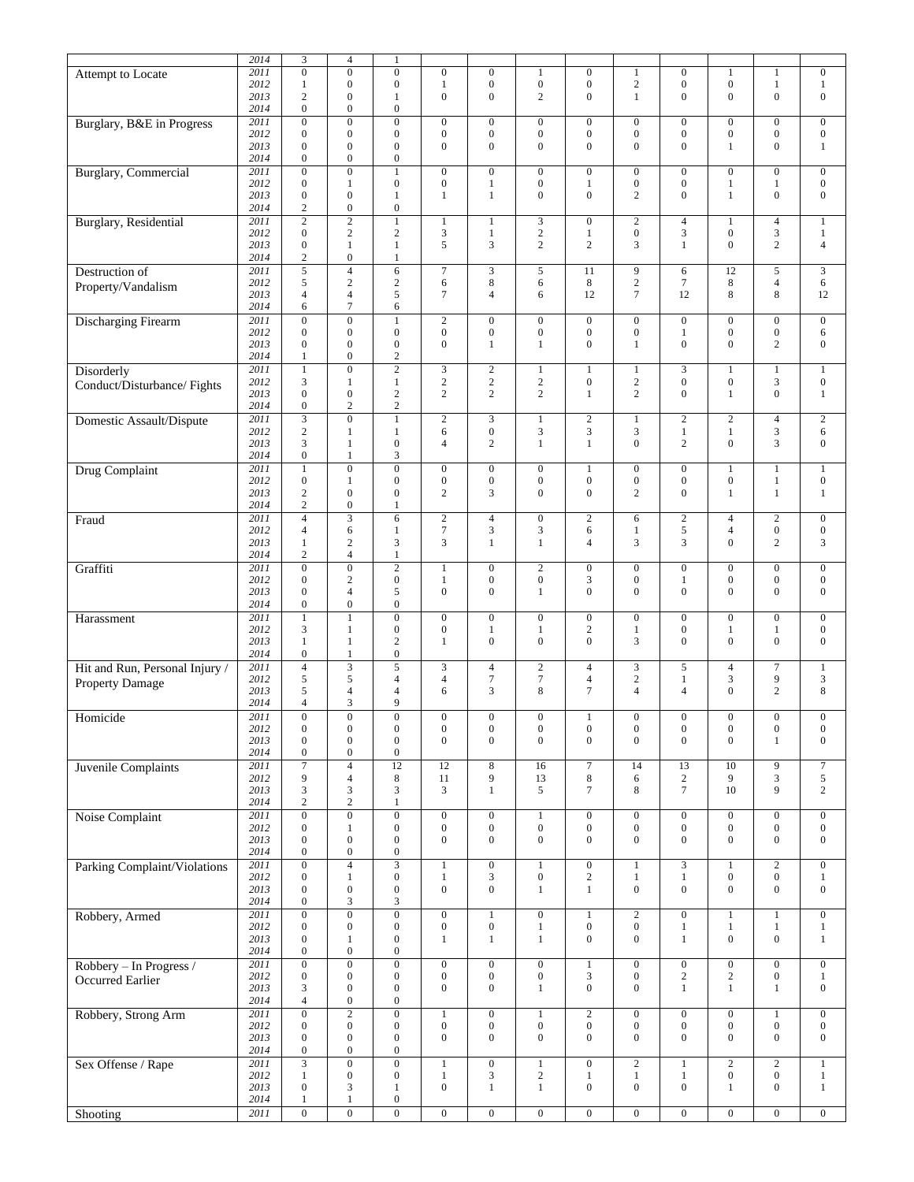| | 2014 | 3 | 4 | 1 | | | | | | | | | |
|---|---|---|---|---|---|---|---|---|---|---|---|---|---|
| Attempt to Locate | 2011 | 0 | 0 | 0 | 0 | 0 | 1 | 0 | 1 | 0 | 1 | 1 | 0 |
| | 2012 | 1 | 0 | 0 | 1 | 0 | 0 | 0 | 2 | 0 | 0 | 1 | 1 |
| | 2013 | 2 | 0 | 1 | 0 | 0 | 2 | 0 | 1 | 0 | 0 | 0 | 0 |
| | 2014 | 0 | 0 | 0 | | | | | | | | | |
| Burglary, B&E in Progress | 2011 | 0 | 0 | 0 | 0 | 0 | 0 | 0 | 0 | 0 | 0 | 0 | 0 |
| | 2012 | 0 | 0 | 0 | 0 | 0 | 0 | 0 | 0 | 0 | 0 | 0 | 0 |
| | 2013 | 0 | 0 | 0 | 0 | 0 | 0 | 0 | 0 | 0 | 1 | 0 | 1 |
| | 2014 | 0 | 0 | 0 | | | | | | | | | |
| Burglary, Commercial | 2011 | 0 | 0 | 1 | 0 | 0 | 0 | 0 | 0 | 0 | 0 | 0 | 0 |
| | 2012 | 0 | 1 | 0 | 0 | 1 | 0 | 1 | 0 | 0 | 1 | 1 | 0 |
| | 2013 | 0 | 0 | 1 | 1 | 1 | 0 | 0 | 2 | 0 | 1 | 0 | 0 |
| | 2014 | 2 | 0 | 0 | | | | | | | | | |
| Burglary, Residential | 2011 | 2 | 2 | 1 | 1 | 1 | 3 | 0 | 2 | 4 | 1 | 4 | 1 |
| | 2012 | 0 | 2 | 2 | 3 | 1 | 2 | 1 | 0 | 3 | 0 | 3 | 1 |
| | 2013 | 0 | 1 | 1 | 5 | 3 | 2 | 2 | 3 | 1 | 0 | 2 | 4 |
| | 2014 | 2 | 0 | 1 | | | | | | | | | |
| Destruction of Property/Vandalism | 2011 | 5 | 4 | 6 | 7 | 3 | 5 | 11 | 9 | 6 | 12 | 5 | 3 |
| | 2012 | 5 | 2 | 2 | 6 | 8 | 6 | 8 | 2 | 7 | 8 | 4 | 6 |
| | 2013 | 4 | 4 | 5 | 7 | 4 | 6 | 12 | 7 | 12 | 8 | 8 | 12 |
| | 2014 | 6 | 7 | 6 | | | | | | | | | |
| Discharging Firearm | 2011 | 0 | 0 | 1 | 2 | 0 | 0 | 0 | 0 | 0 | 0 | 0 | 0 |
| | 2012 | 0 | 0 | 0 | 0 | 0 | 0 | 0 | 0 | 1 | 0 | 0 | 6 |
| | 2013 | 0 | 0 | 0 | 0 | 1 | 1 | 0 | 1 | 0 | 0 | 2 | 0 |
| | 2014 | 1 | 0 | 2 | | | | | | | | | |
| Disorderly Conduct/Disturbance/ Fights | 2011 | 1 | 0 | 2 | 3 | 2 | 1 | 1 | 1 | 3 | 1 | 1 | 1 |
| | 2012 | 3 | 1 | 1 | 2 | 2 | 2 | 0 | 2 | 0 | 0 | 3 | 0 |
| | 2013 | 0 | 0 | 2 | 2 | 2 | 2 | 1 | 2 | 0 | 1 | 0 | 1 |
| | 2014 | 0 | 2 | 2 | | | | | | | | | |
| Domestic Assault/Dispute | 2011 | 3 | 0 | 1 | 2 | 3 | 1 | 2 | 1 | 2 | 2 | 4 | 2 |
| | 2012 | 2 | 1 | 1 | 6 | 0 | 3 | 3 | 3 | 1 | 1 | 3 | 6 |
| | 2013 | 3 | 1 | 0 | 4 | 2 | 1 | 1 | 0 | 2 | 0 | 3 | 0 |
| | 2014 | 0 | 1 | 3 | | | | | | | | | |
| Drug Complaint | 2011 | 1 | 0 | 0 | 0 | 0 | 0 | 1 | 0 | 0 | 1 | 1 | 1 |
| | 2012 | 0 | 1 | 0 | 0 | 0 | 0 | 0 | 0 | 0 | 0 | 1 | 0 |
| | 2013 | 2 | 0 | 0 | 2 | 3 | 0 | 0 | 2 | 0 | 1 | 1 | 1 |
| | 2014 | 2 | 0 | 1 | | | | | | | | | |
| Fraud | 2011 | 4 | 3 | 6 | 2 | 4 | 0 | 2 | 6 | 2 | 4 | 2 | 0 |
| | 2012 | 4 | 6 | 1 | 7 | 3 | 3 | 6 | 1 | 5 | 4 | 0 | 0 |
| | 2013 | 1 | 2 | 3 | 3 | 1 | 1 | 4 | 3 | 3 | 0 | 2 | 3 |
| | 2014 | 2 | 4 | 1 | | | | | | | | | |
| Graffiti | 2011 | 0 | 0 | 2 | 1 | 0 | 2 | 0 | 0 | 0 | 0 | 0 | 0 |
| | 2012 | 0 | 2 | 0 | 1 | 0 | 0 | 3 | 0 | 1 | 0 | 0 | 0 |
| | 2013 | 0 | 4 | 5 | 0 | 0 | 1 | 0 | 0 | 0 | 0 | 0 | 0 |
| | 2014 | 0 | 0 | 0 | | | | | | | | | |
| Harassment | 2011 | 1 | 1 | 0 | 0 | 0 | 0 | 0 | 0 | 0 | 0 | 0 | 0 |
| | 2012 | 3 | 1 | 0 | 0 | 1 | 1 | 2 | 1 | 0 | 1 | 1 | 0 |
| | 2013 | 1 | 1 | 2 | 1 | 0 | 0 | 0 | 3 | 0 | 0 | 0 | 0 |
| | 2014 | 0 | 1 | 0 | | | | | | | | | |
| Hit and Run, Personal Injury / Property Damage | 2011 | 4 | 3 | 5 | 3 | 4 | 2 | 4 | 3 | 5 | 4 | 7 | 1 |
| | 2012 | 5 | 5 | 4 | 4 | 7 | 7 | 4 | 2 | 1 | 3 | 9 | 3 |
| | 2013 | 5 | 4 | 4 | 6 | 3 | 8 | 7 | 4 | 4 | 0 | 2 | 8 |
| | 2014 | 4 | 3 | 9 | | | | | | | | | |
| Homicide | 2011 | 0 | 0 | 0 | 0 | 0 | 0 | 1 | 0 | 0 | 0 | 0 | 0 |
| | 2012 | 0 | 0 | 0 | 0 | 0 | 0 | 0 | 0 | 0 | 0 | 0 | 0 |
| | 2013 | 0 | 0 | 0 | 0 | 0 | 0 | 0 | 0 | 0 | 0 | 1 | 0 |
| | 2014 | 0 | 0 | 0 | | | | | | | | | |
| Juvenile Complaints | 2011 | 7 | 4 | 12 | 12 | 8 | 16 | 7 | 14 | 13 | 10 | 9 | 7 |
| | 2012 | 9 | 4 | 8 | 11 | 9 | 13 | 8 | 6 | 2 | 9 | 3 | 5 |
| | 2013 | 3 | 3 | 3 | 3 | 1 | 5 | 7 | 8 | 7 | 10 | 9 | 2 |
| | 2014 | 2 | 2 | 1 | | | | | | | | | |
| Noise Complaint | 2011 | 0 | 0 | 0 | 0 | 0 | 1 | 0 | 0 | 0 | 0 | 0 | 0 |
| | 2012 | 0 | 1 | 0 | 0 | 0 | 0 | 0 | 0 | 0 | 0 | 0 | 0 |
| | 2013 | 0 | 0 | 0 | 0 | 0 | 0 | 0 | 0 | 0 | 0 | 0 | 0 |
| | 2014 | 0 | 0 | 0 | | | | | | | | | |
| Parking Complaint/Violations | 2011 | 0 | 4 | 3 | 1 | 0 | 1 | 0 | 1 | 3 | 1 | 2 | 0 |
| | 2012 | 0 | 1 | 0 | 1 | 3 | 0 | 2 | 1 | 1 | 0 | 0 | 1 |
| | 2013 | 0 | 0 | 0 | 0 | 0 | 1 | 1 | 0 | 0 | 0 | 0 | 0 |
| | 2014 | 0 | 3 | 3 | | | | | | | | | |
| Robbery, Armed | 2011 | 0 | 0 | 0 | 0 | 1 | 0 | 1 | 2 | 0 | 1 | 1 | 0 |
| | 2012 | 0 | 0 | 0 | 0 | 0 | 1 | 0 | 0 | 1 | 1 | 1 | 1 |
| | 2013 | 0 | 1 | 0 | 1 | 1 | 1 | 0 | 0 | 1 | 0 | 0 | 1 |
| | 2014 | 0 | 0 | 0 | | | | | | | | | |
| Robbery – In Progress / Occurred Earlier | 2011 | 0 | 0 | 0 | 0 | 0 | 0 | 1 | 0 | 0 | 0 | 0 | 0 |
| | 2012 | 0 | 0 | 0 | 0 | 0 | 0 | 3 | 0 | 2 | 2 | 0 | 1 |
| | 2013 | 3 | 0 | 0 | 0 | 0 | 1 | 0 | 0 | 1 | 1 | 1 | 0 |
| | 2014 | 4 | 0 | 0 | | | | | | | | | |
| Robbery, Strong Arm | 2011 | 0 | 2 | 0 | 1 | 0 | 1 | 2 | 0 | 0 | 0 | 1 | 0 |
| | 2012 | 0 | 0 | 0 | 0 | 0 | 0 | 0 | 0 | 0 | 0 | 0 | 0 |
| | 2013 | 0 | 0 | 0 | 0 | 0 | 0 | 0 | 0 | 0 | 0 | 0 | 0 |
| | 2014 | 0 | 0 | 0 | | | | | | | | | |
| Sex Offense / Rape | 2011 | 3 | 0 | 0 | 1 | 0 | 1 | 0 | 2 | 1 | 2 | 2 | 1 |
| | 2012 | 1 | 0 | 0 | 1 | 3 | 2 | 1 | 1 | 1 | 0 | 0 | 1 |
| | 2013 | 0 | 3 | 1 | 0 | 1 | 1 | 0 | 0 | 0 | 1 | 0 | 1 |
| | 2014 | 1 | 1 | 0 | | | | | | | | | |
| Shooting | 2011 | 0 | 0 | 0 | 0 | 0 | 0 | 0 | 0 | 0 | 0 | 0 | 0 |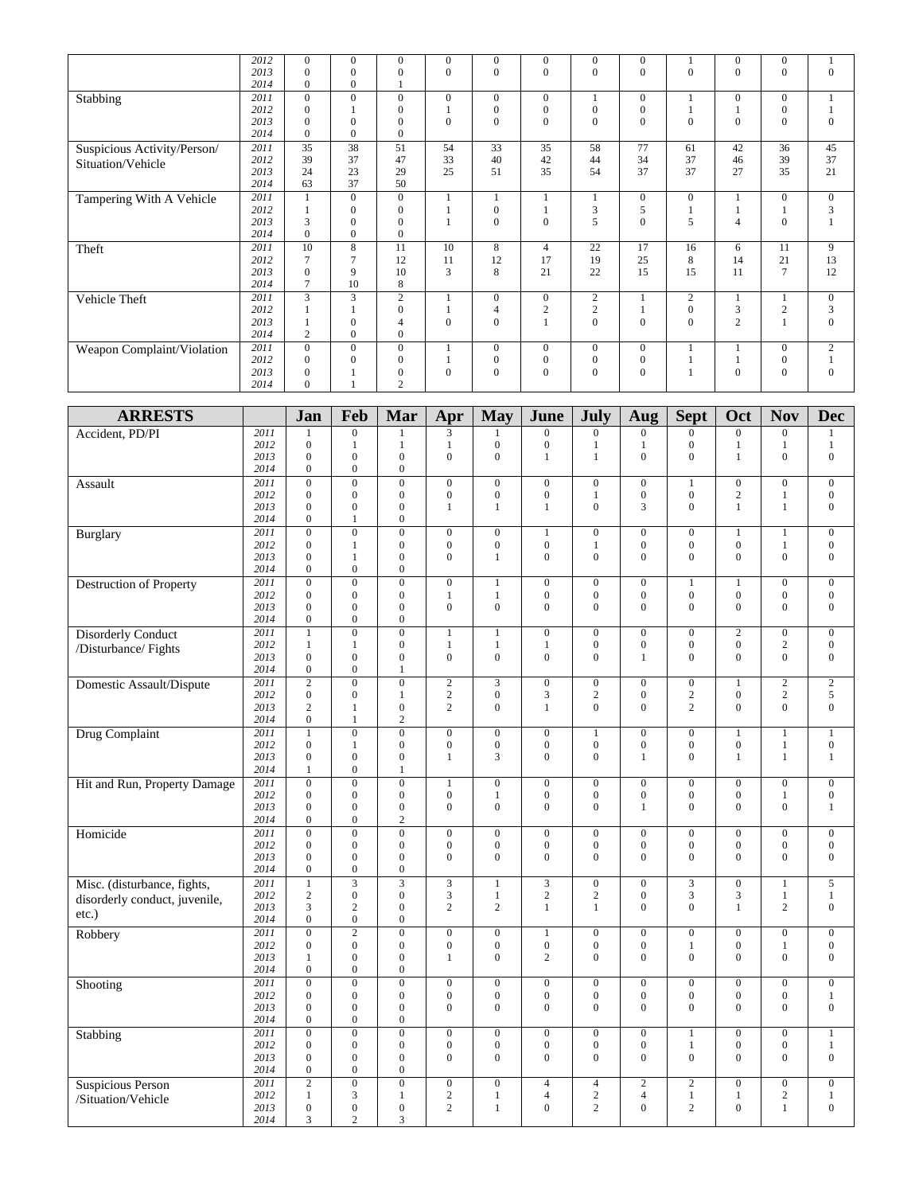| | | | | | | | | | | | | | |
|---|---|---|---|---|---|---|---|---|---|---|---|---|---|
| | 2012 | 0 | 0 | 0 | 0 | 0 | 0 | 0 | 0 | 1 | 0 | 0 | 1 |
| | 2013 | 0 | 0 | 0 | 0 | 0 | 0 | 0 | 0 | 0 | 0 | 0 | 0 |
| | 2014 | 0 | 0 | 1 | | | | | | | | | |
| Stabbing | 2011 | 0 | 0 | 0 | 0 | 0 | 0 | 1 | 0 | 1 | 0 | 0 | 1 |
| | 2012 | 0 | 1 | 0 | 1 | 0 | 0 | 0 | 0 | 1 | 1 | 0 | 1 |
| | 2013 | 0 | 0 | 0 | 0 | 0 | 0 | 0 | 0 | 0 | 0 | 0 | 0 |
| | 2014 | 0 | 0 | 0 | | | | | | | | | |
| Suspicious Activity/Person/ Situation/Vehicle | 2011 | 35 | 38 | 51 | 54 | 33 | 35 | 58 | 77 | 61 | 42 | 36 | 45 |
| | 2012 | 39 | 37 | 47 | 33 | 40 | 42 | 44 | 34 | 37 | 46 | 39 | 37 |
| | 2013 | 24 | 23 | 29 | 25 | 51 | 35 | 54 | 37 | 37 | 27 | 35 | 21 |
| | 2014 | 63 | 37 | 50 | | | | | | | | | |
| Tampering With A Vehicle | 2011 | 1 | 0 | 0 | 1 | 1 | 1 | 1 | 0 | 0 | 1 | 0 | 0 |
| | 2012 | 1 | 0 | 0 | 1 | 0 | 1 | 3 | 5 | 1 | 1 | 1 | 3 |
| | 2013 | 3 | 0 | 0 | 1 | 0 | 0 | 5 | 0 | 5 | 4 | 0 | 1 |
| | 2014 | 0 | 0 | 0 | | | | | | | | | |
| Theft | 2011 | 10 | 8 | 11 | 10 | 8 | 4 | 22 | 17 | 16 | 6 | 11 | 9 |
| | 2012 | 7 | 7 | 12 | 11 | 12 | 17 | 19 | 25 | 8 | 14 | 21 | 13 |
| | 2013 | 0 | 9 | 10 | 3 | 8 | 21 | 22 | 15 | 15 | 11 | 7 | 12 |
| | 2014 | 7 | 10 | 8 | | | | | | | | | |
| Vehicle Theft | 2011 | 3 | 3 | 2 | 1 | 0 | 0 | 2 | 1 | 2 | 1 | 1 | 0 |
| | 2012 | 1 | 1 | 0 | 1 | 4 | 2 | 2 | 1 | 0 | 3 | 2 | 3 |
| | 2013 | 1 | 0 | 4 | 0 | 0 | 1 | 0 | 0 | 0 | 2 | 1 | 0 |
| | 2014 | 2 | 0 | 0 | | | | | | | | | |
| Weapon Complaint/Violation | 2011 | 0 | 0 | 0 | 1 | 0 | 0 | 0 | 0 | 1 | 1 | 0 | 2 |
| | 2012 | 0 | 0 | 0 | 1 | 0 | 0 | 0 | 0 | 1 | 1 | 0 | 1 |
| | 2013 | 0 | 1 | 0 | 0 | 0 | 0 | 0 | 0 | 1 | 0 | 0 | 0 |
| | 2014 | 0 | 1 | 2 | | | | | | | | | |

| ARRESTS | | Jan | Feb | Mar | Apr | May | June | July | Aug | Sept | Oct | Nov | Dec |
|---|---|---|---|---|---|---|---|---|---|---|---|---|---|
| Accident, PD/PI | 2011 | 1 | 0 | 1 | 3 | 1 | 0 | 0 | 0 | 0 | 0 | 0 | 1 |
| | 2012 | 0 | 1 | 1 | 1 | 0 | 0 | 1 | 1 | 0 | 1 | 1 | 1 |
| | 2013 | 0 | 0 | 0 | 0 | 0 | 1 | 1 | 0 | 0 | 1 | 0 | 0 |
| | 2014 | 0 | 0 | 0 | | | | | | | | | |
| Assault | 2011 | 0 | 0 | 0 | 0 | 0 | 0 | 0 | 0 | 1 | 0 | 0 | 0 |
| | 2012 | 0 | 0 | 0 | 0 | 0 | 0 | 1 | 0 | 0 | 2 | 1 | 0 |
| | 2013 | 0 | 0 | 0 | 1 | 1 | 1 | 0 | 3 | 0 | 1 | 1 | 0 |
| | 2014 | 0 | 1 | 0 | | | | | | | | | |
| Burglary | 2011 | 0 | 0 | 0 | 0 | 0 | 1 | 0 | 0 | 0 | 1 | 1 | 0 |
| | 2012 | 0 | 1 | 0 | 0 | 0 | 0 | 1 | 0 | 0 | 0 | 1 | 0 |
| | 2013 | 0 | 1 | 0 | 0 | 1 | 0 | 0 | 0 | 0 | 0 | 0 | 0 |
| | 2014 | 0 | 0 | 0 | | | | | | | | | |
| Destruction of Property | 2011 | 0 | 0 | 0 | 0 | 1 | 0 | 0 | 0 | 1 | 1 | 0 | 0 |
| | 2012 | 0 | 0 | 0 | 1 | 1 | 0 | 0 | 0 | 0 | 0 | 0 | 0 |
| | 2013 | 0 | 0 | 0 | 0 | 0 | 0 | 0 | 0 | 0 | 0 | 0 | 0 |
| | 2014 | 0 | 0 | 0 | | | | | | | | | |
| Disorderly Conduct /Disturbance/ Fights | 2011 | 1 | 0 | 0 | 1 | 1 | 0 | 0 | 0 | 0 | 2 | 0 | 0 |
| | 2012 | 1 | 1 | 0 | 1 | 1 | 1 | 0 | 0 | 0 | 0 | 2 | 0 |
| | 2013 | 0 | 0 | 0 | 0 | 0 | 0 | 0 | 1 | 0 | 0 | 0 | 0 |
| | 2014 | 0 | 0 | 1 | | | | | | | | | |
| Domestic Assault/Dispute | 2011 | 2 | 0 | 0 | 2 | 3 | 0 | 0 | 0 | 0 | 1 | 2 | 2 |
| | 2012 | 0 | 0 | 1 | 2 | 0 | 3 | 2 | 0 | 2 | 0 | 2 | 5 |
| | 2013 | 2 | 1 | 0 | 2 | 0 | 1 | 0 | 0 | 2 | 0 | 0 | 0 |
| | 2014 | 0 | 1 | 2 | | | | | | | | | |
| Drug Complaint | 2011 | 1 | 0 | 0 | 0 | 0 | 0 | 1 | 0 | 0 | 1 | 1 | 1 |
| | 2012 | 0 | 1 | 0 | 0 | 0 | 0 | 0 | 0 | 0 | 0 | 1 | 0 |
| | 2013 | 0 | 0 | 0 | 1 | 3 | 0 | 0 | 1 | 0 | 1 | 1 | 1 |
| | 2014 | 1 | 0 | 1 | | | | | | | | | |
| Hit and Run, Property Damage | 2011 | 0 | 0 | 0 | 1 | 0 | 0 | 0 | 0 | 0 | 0 | 0 | 0 |
| | 2012 | 0 | 0 | 0 | 0 | 1 | 0 | 0 | 0 | 0 | 0 | 1 | 0 |
| | 2013 | 0 | 0 | 0 | 0 | 0 | 0 | 0 | 1 | 0 | 0 | 0 | 1 |
| | 2014 | 0 | 0 | 2 | | | | | | | | | |
| Homicide | 2011 | 0 | 0 | 0 | 0 | 0 | 0 | 0 | 0 | 0 | 0 | 0 | 0 |
| | 2012 | 0 | 0 | 0 | 0 | 0 | 0 | 0 | 0 | 0 | 0 | 0 | 0 |
| | 2013 | 0 | 0 | 0 | 0 | 0 | 0 | 0 | 0 | 0 | 0 | 0 | 0 |
| | 2014 | 0 | 0 | 0 | | | | | | | | | |
| Misc. (disturbance, fights, disorderly conduct, juvenile, etc.) | 2011 | 1 | 3 | 3 | 3 | 1 | 3 | 0 | 0 | 3 | 0 | 1 | 5 |
| | 2012 | 2 | 0 | 0 | 3 | 1 | 2 | 2 | 0 | 3 | 3 | 1 | 1 |
| | 2013 | 3 | 2 | 0 | 2 | 2 | 1 | 1 | 0 | 0 | 1 | 2 | 0 |
| | 2014 | 0 | 0 | 0 | | | | | | | | | |
| Robbery | 2011 | 0 | 2 | 0 | 0 | 0 | 1 | 0 | 0 | 0 | 0 | 0 | 0 |
| | 2012 | 0 | 0 | 0 | 0 | 0 | 0 | 0 | 0 | 1 | 0 | 1 | 0 |
| | 2013 | 1 | 0 | 0 | 1 | 0 | 2 | 0 | 0 | 0 | 0 | 0 | 0 |
| | 2014 | 0 | 0 | 0 | | | | | | | | | |
| Shooting | 2011 | 0 | 0 | 0 | 0 | 0 | 0 | 0 | 0 | 0 | 0 | 0 | 0 |
| | 2012 | 0 | 0 | 0 | 0 | 0 | 0 | 0 | 0 | 0 | 0 | 0 | 1 |
| | 2013 | 0 | 0 | 0 | 0 | 0 | 0 | 0 | 0 | 0 | 0 | 0 | 0 |
| | 2014 | 0 | 0 | 0 | | | | | | | | | |
| Stabbing | 2011 | 0 | 0 | 0 | 0 | 0 | 0 | 0 | 0 | 1 | 0 | 0 | 1 |
| | 2012 | 0 | 0 | 0 | 0 | 0 | 0 | 0 | 0 | 1 | 0 | 0 | 1 |
| | 2013 | 0 | 0 | 0 | 0 | 0 | 0 | 0 | 0 | 0 | 0 | 0 | 0 |
| | 2014 | 0 | 0 | 0 | | | | | | | | | |
| Suspicious Person /Situation/Vehicle | 2011 | 2 | 0 | 0 | 0 | 0 | 4 | 4 | 2 | 2 | 0 | 0 | 0 |
| | 2012 | 1 | 3 | 1 | 2 | 1 | 4 | 2 | 4 | 1 | 1 | 2 | 1 |
| | 2013 | 0 | 0 | 0 | 2 | 1 | 0 | 2 | 0 | 2 | 0 | 1 | 0 |
| | 2014 | 3 | 2 | 3 | | | | | | | | | |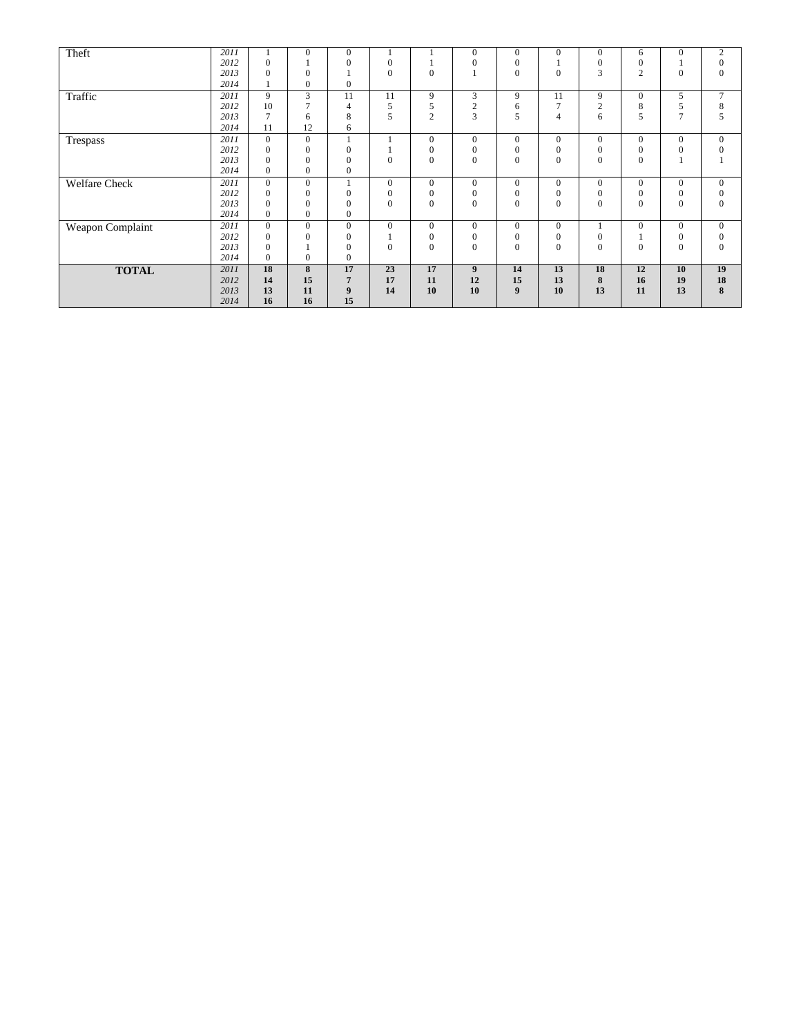| | | | | | | | | | | | | | |
|---|---|---|---|---|---|---|---|---|---|---|---|---|---|
| Theft | *2011* | 1 | 0 | 0 | 1 | 1 | 0 | 0 | 0 | 0 | 6 | 0 | 2 |
| | *2012* | 0 | 1 | 0 | 0 | 1 | 0 | 0 | 1 | 0 | 0 | 1 | 0 |
| | *2013* | 0 | 0 | 1 | 0 | 0 | 1 | 0 | 0 | 3 | 2 | 0 | 0 |
| | *2014* | 1 | 0 | 0 | | | | | | | | | |
| Traffic | *2011* | 9 | 3 | 11 | 11 | 9 | 3 | 9 | 11 | 9 | 0 | 5 | 7 |
| | *2012* | 10 | 7 | 4 | 5 | 5 | 2 | 6 | 7 | 2 | 8 | 5 | 8 |
| | *2013* | 7 | 6 | 8 | 5 | 2 | 3 | 5 | 4 | 6 | 5 | 7 | 5 |
| | *2014* | 11 | 12 | 6 | | | | | | | | | |
| Trespass | *2011* | 0 | 0 | 1 | 1 | 0 | 0 | 0 | 0 | 0 | 0 | 0 | 0 |
| | *2012* | 0 | 0 | 0 | 1 | 0 | 0 | 0 | 0 | 0 | 0 | 0 | 0 |
| | *2013* | 0 | 0 | 0 | 0 | 0 | 0 | 0 | 0 | 0 | 0 | 1 | 1 |
| | *2014* | 0 | 0 | 0 | | | | | | | | | |
| Welfare Check | *2011* | 0 | 0 | 1 | 0 | 0 | 0 | 0 | 0 | 0 | 0 | 0 | 0 |
| | *2012* | 0 | 0 | 0 | 0 | 0 | 0 | 0 | 0 | 0 | 0 | 0 | 0 |
| | *2013* | 0 | 0 | 0 | 0 | 0 | 0 | 0 | 0 | 0 | 0 | 0 | 0 |
| | *2014* | 0 | 0 | 0 | | | | | | | | | |
| Weapon Complaint | *2011* | 0 | 0 | 0 | 0 | 0 | 0 | 0 | 0 | 1 | 0 | 0 | 0 |
| | *2012* | 0 | 0 | 0 | 1 | 0 | 0 | 0 | 0 | 0 | 1 | 0 | 0 |
| | *2013* | 0 | 1 | 0 | 0 | 0 | 0 | 0 | 0 | 0 | 0 | 0 | 0 |
| | *2014* | 0 | 0 | 0 | | | | | | | | | |
| **TOTAL** | *2011* | **18** | **8** | **17** | **23** | **17** | **9** | **14** | **13** | **18** | **12** | **10** | **19** |
| | *2012* | **14** | **15** | **7** | **17** | **11** | **12** | **15** | **13** | **8** | **16** | **19** | **18** |
| | *2013* | **13** | **11** | **9** | **14** | **10** | **10** | **9** | **10** | **13** | **11** | **13** | **8** |
| | *2014* | **16** | **16** | **15** | | | | | | | | | |